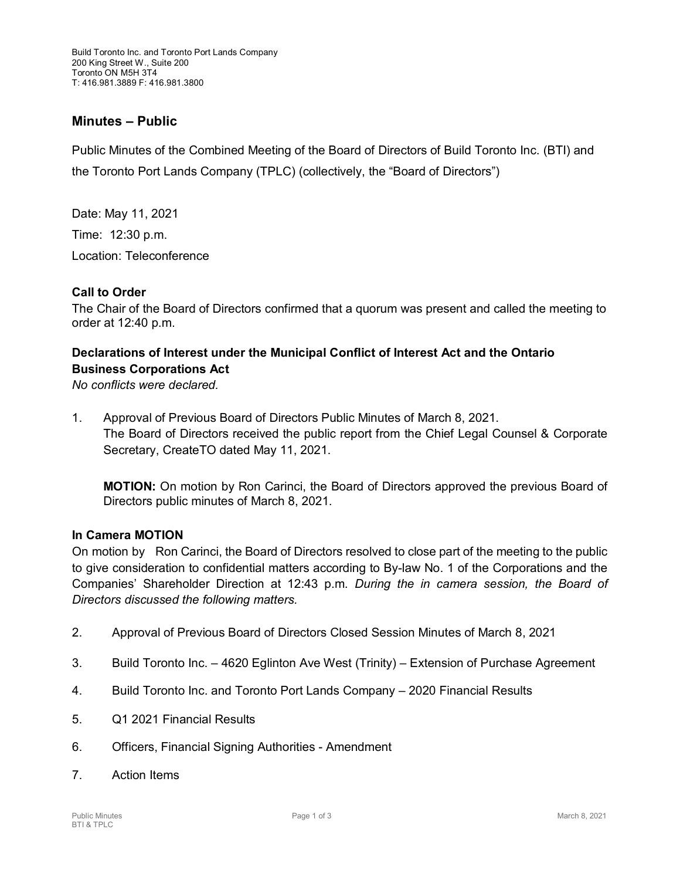Build Toronto Inc. and Toronto Port Lands Company
200 King Street W., Suite 200
Toronto ON M5H 3T4
T: 416.981.3889 F: 416.981.3800

## Minutes – Public

Public Minutes of the Combined Meeting of the Board of Directors of Build Toronto Inc. (BTI) and the Toronto Port Lands Company (TPLC) (collectively, the "Board of Directors")

Date: May 11, 2021

Time: 12:30 p.m.

Location: Teleconference

### Call to Order

The Chair of the Board of Directors confirmed that a quorum was present and called the meeting to order at 12:40 p.m.

### Declarations of Interest under the Municipal Conflict of Interest Act and the Ontario Business Corporations Act

*No conflicts were declared.*

1. Approval of Previous Board of Directors Public Minutes of March 8, 2021.
   The Board of Directors received the public report from the Chief Legal Counsel & Corporate Secretary, CreateTO dated May 11, 2021.

   **MOTION:** On motion by Ron Carinci, the Board of Directors approved the previous Board of Directors public minutes of March 8, 2021.

### In Camera MOTION

On motion by Ron Carinci, the Board of Directors resolved to close part of the meeting to the public to give consideration to confidential matters according to By-law No. 1 of the Corporations and the Companies' Shareholder Direction at 12:43 p.m. *During the in camera session, the Board of Directors discussed the following matters.*

2. Approval of Previous Board of Directors Closed Session Minutes of March 8, 2021

3. Build Toronto Inc. – 4620 Eglinton Ave West (Trinity) – Extension of Purchase Agreement

4. Build Toronto Inc. and Toronto Port Lands Company – 2020 Financial Results

5. Q1 2021 Financial Results

6. Officers, Financial Signing Authorities - Amendment

7. Action Items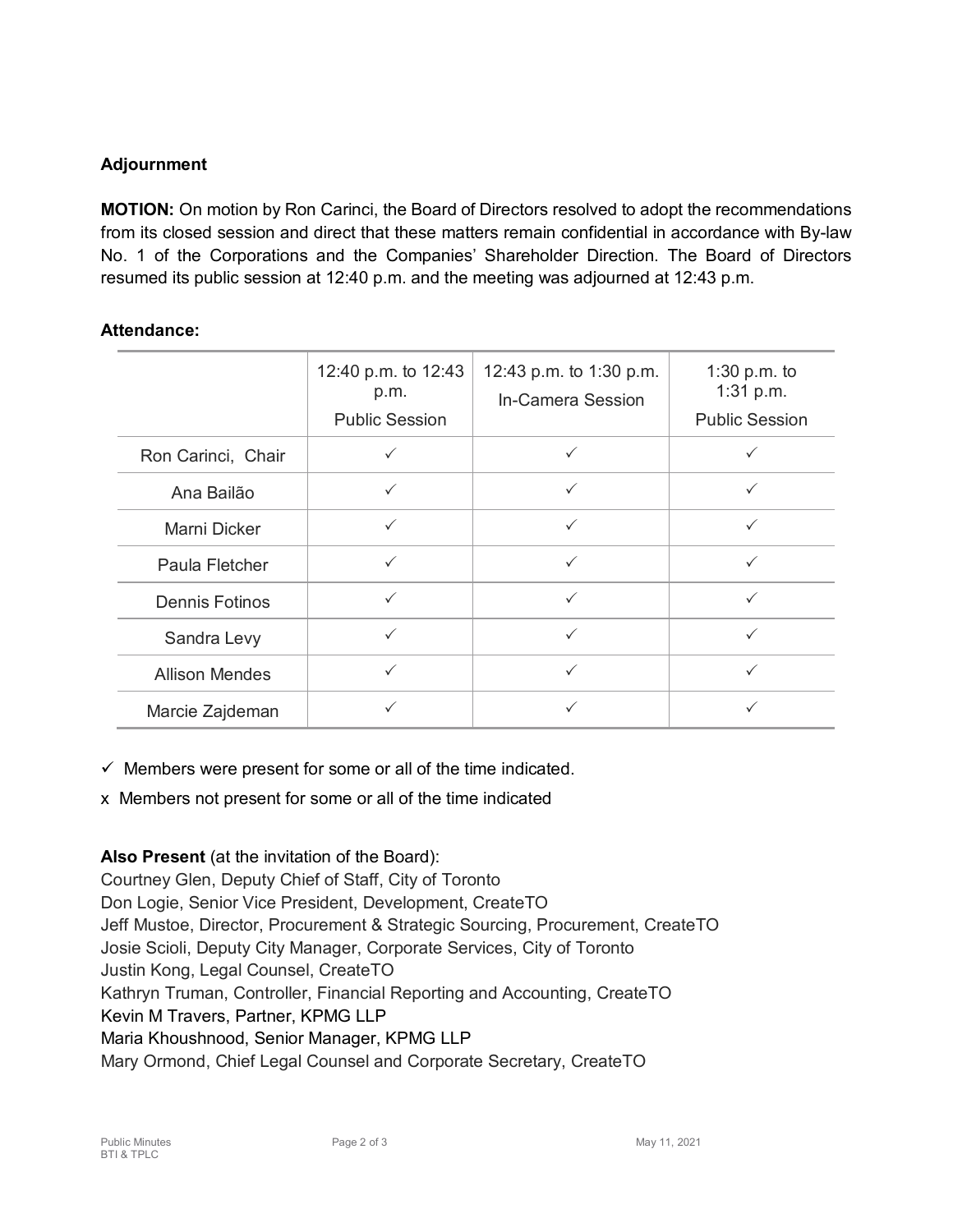**Adjournment**

**MOTION:** On motion by Ron Carinci, the Board of Directors resolved to adopt the recommendations from its closed session and direct that these matters remain confidential in accordance with By-law No. 1 of the Corporations and the Companies' Shareholder Direction. The Board of Directors resumed its public session at 12:40 p.m. and the meeting was adjourned at 12:43 p.m.

**Attendance:**

| | 12:40 p.m. to 12:43 p.m. Public Session | 12:43 p.m. to 1:30 p.m. In-Camera Session | 1:30 p.m. to 1:31 p.m. Public Session |
|---|---|---|---|
| Ron Carinci, Chair | ✓ | ✓ | ✓ |
| Ana Bailão | ✓ | ✓ | ✓ |
| Marni Dicker | ✓ | ✓ | ✓ |
| Paula Fletcher | ✓ | ✓ | ✓ |
| Dennis Fotinos | ✓ | ✓ | ✓ |
| Sandra Levy | ✓ | ✓ | ✓ |
| Allison Mendes | ✓ | ✓ | ✓ |
| Marcie Zajdeman | ✓ | ✓ | ✓ |

✓ Members were present for some or all of the time indicated.

x Members not present for some or all of the time indicated

**Also Present** (at the invitation of the Board):
Courtney Glen, Deputy Chief of Staff, City of Toronto
Don Logie, Senior Vice President, Development, CreateTO
Jeff Mustoe, Director, Procurement & Strategic Sourcing, Procurement, CreateTO
Josie Scioli, Deputy City Manager, Corporate Services, City of Toronto
Justin Kong, Legal Counsel, CreateTO
Kathryn Truman, Controller, Financial Reporting and Accounting, CreateTO
Kevin M Travers, Partner, KPMG LLP
Maria Khoushnood, Senior Manager, KPMG LLP
Mary Ormond, Chief Legal Counsel and Corporate Secretary, CreateTO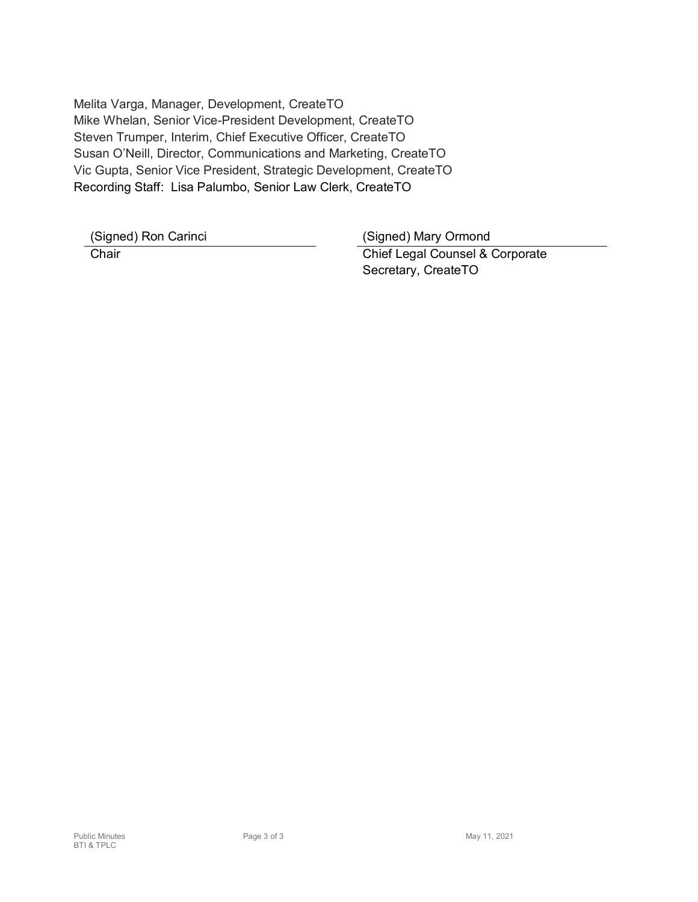Melita Varga, Manager, Development, CreateTO
Mike Whelan, Senior Vice-President Development, CreateTO
Steven Trumper, Interim, Chief Executive Officer, CreateTO
Susan O'Neill, Director, Communications and Marketing, CreateTO
Vic Gupta, Senior Vice President, Strategic Development, CreateTO
Recording Staff: Lisa Palumbo, Senior Law Clerk, CreateTO

| | |
|---|---|
| (Signed) Ron Carinci | (Signed) Mary Ormond |
| Chair | Chief Legal Counsel & Corporate Secretary, CreateTO |